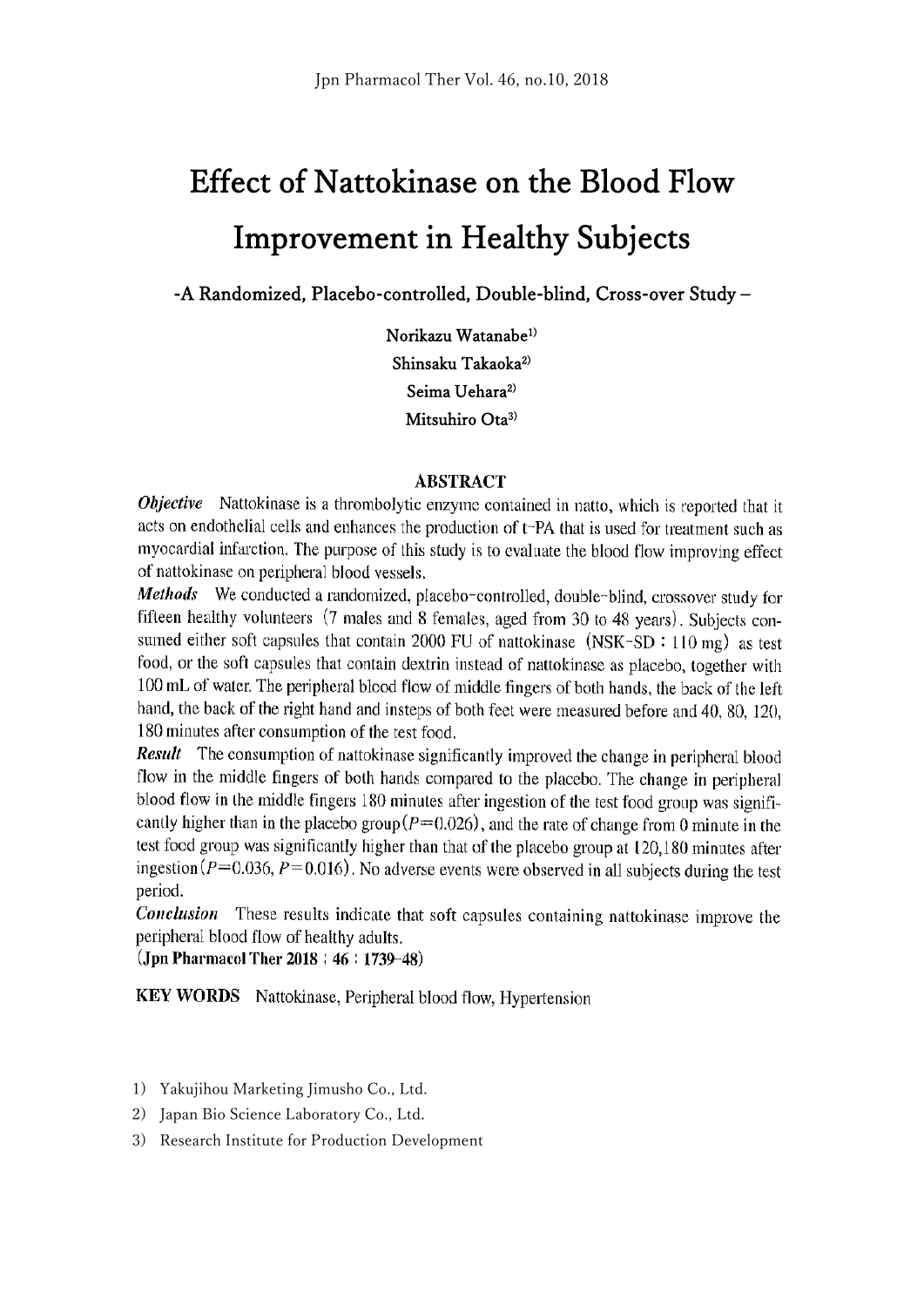# Effect of Nattokinase on the Blood Flow Improvement in Healthy Subjects

### -A Randomized, Placebo-controlled, Double-blind, Cross-over Study –

Norikazu Watanabe[1)]
Shinsaku Takaoka[2)]
Seima Uehara[2)]
Mitsuhiro Ota[3)]

## ABSTRACT

***Objective*** Nattokinase is a thrombolytic enzyme contained in natto, which is reported that it acts on endothelial cells and enhances the production of t-PA that is used for treatment such as myocardial infarction. The purpose of this study is to evaluate the blood flow improving effect of nattokinase on peripheral blood vessels.

***Methods*** We conducted a randomized, placebo-controlled, double-blind, crossover study for fifteen healthy volunteers (7 males and 8 females, aged from 30 to 48 years). Subjects consumed either soft capsules that contain 2000 FU of nattokinase (NSK-SD : 110 mg) as test food, or the soft capsules that contain dextrin instead of nattokinase as placebo, together with 100 mL of water. The peripheral blood flow of middle fingers of both hands, the back of the left hand, the back of the right hand and insteps of both feet were measured before and 40, 80, 120, 180 minutes after consumption of the test food.

***Result*** The consumption of nattokinase significantly improved the change in peripheral blood flow in the middle fingers of both hands compared to the placebo. The change in peripheral blood flow in the middle fingers 180 minutes after ingestion of the test food group was significantly higher than in the placebo group ($P$=0.026), and the rate of change from 0 minute in the test food group was significantly higher than that of the placebo group at 120,180 minutes after ingestion ($P$=0.036, $P$=0.016). No adverse events were observed in all subjects during the test period.

***Conclusion*** These results indicate that soft capsules containing nattokinase improve the peripheral blood flow of healthy adults.

**(Jpn Pharmacol Ther 2018 ; 46 : 1739-48)**

**KEY WORDS** Nattokinase, Peripheral blood flow, Hypertension

1) Yakujihou Marketing Jimusho Co., Ltd.
2) Japan Bio Science Laboratory Co., Ltd.
3) Research Institute for Production Development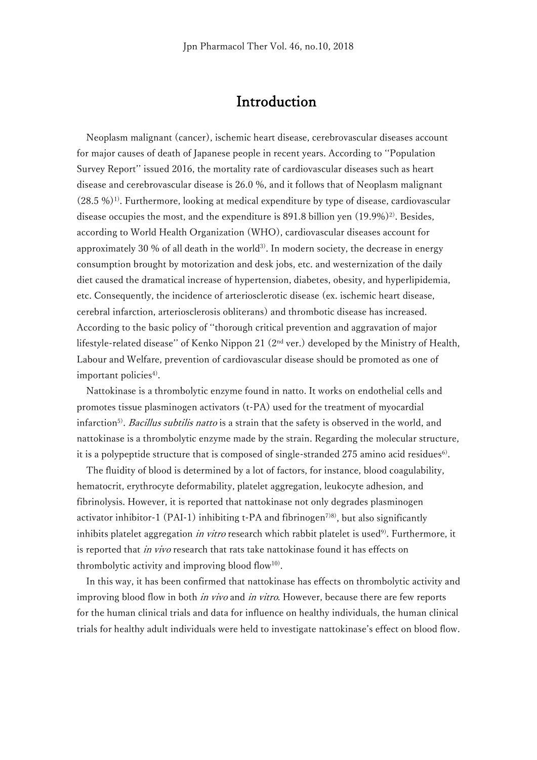# Introduction

Neoplasm malignant (cancer), ischemic heart disease, cerebrovascular diseases account for major causes of death of Japanese people in recent years. According to "Population Survey Report" issued 2016, the mortality rate of cardiovascular diseases such as heart disease and cerebrovascular disease is 26.0 %, and it follows that of Neoplasm malignant (28.5 %)[1]. Furthermore, looking at medical expenditure by type of disease, cardiovascular disease occupies the most, and the expenditure is 891.8 billion yen (19.9%)[2]. Besides, according to World Health Organization (WHO), cardiovascular diseases account for approximately 30 % of all death in the world[3]. In modern society, the decrease in energy consumption brought by motorization and desk jobs, etc. and westernization of the daily diet caused the dramatical increase of hypertension, diabetes, obesity, and hyperlipidemia, etc. Consequently, the incidence of arteriosclerotic disease (ex. ischemic heart disease, cerebral infarction, arteriosclerosis obliterans) and thrombotic disease has increased. According to the basic policy of "thorough critical prevention and aggravation of major lifestyle-related disease" of Kenko Nippon 21 (2nd ver.) developed by the Ministry of Health, Labour and Welfare, prevention of cardiovascular disease should be promoted as one of important policies[4].

Nattokinase is a thrombolytic enzyme found in natto. It works on endothelial cells and promotes tissue plasminogen activators (t-PA) used for the treatment of myocardial infarction[5]. *Bacillus subtilis natto* is a strain that the safety is observed in the world, and nattokinase is a thrombolytic enzyme made by the strain. Regarding the molecular structure, it is a polypeptide structure that is composed of single-stranded 275 amino acid residues[6].

The fluidity of blood is determined by a lot of factors, for instance, blood coagulability, hematocrit, erythrocyte deformability, platelet aggregation, leukocyte adhesion, and fibrinolysis. However, it is reported that nattokinase not only degrades plasminogen activator inhibitor-1 (PAI-1) inhibiting t-PA and fibrinogen[7,8], but also significantly inhibits platelet aggregation *in vitro* research which rabbit platelet is used[9]. Furthermore, it is reported that *in vivo* research that rats take nattokinase found it has effects on thrombolytic activity and improving blood flow[10].

In this way, it has been confirmed that nattokinase has effects on thrombolytic activity and improving blood flow in both *in vivo* and *in vitro*. However, because there are few reports for the human clinical trials and data for influence on healthy individuals, the human clinical trials for healthy adult individuals were held to investigate nattokinase's effect on blood flow.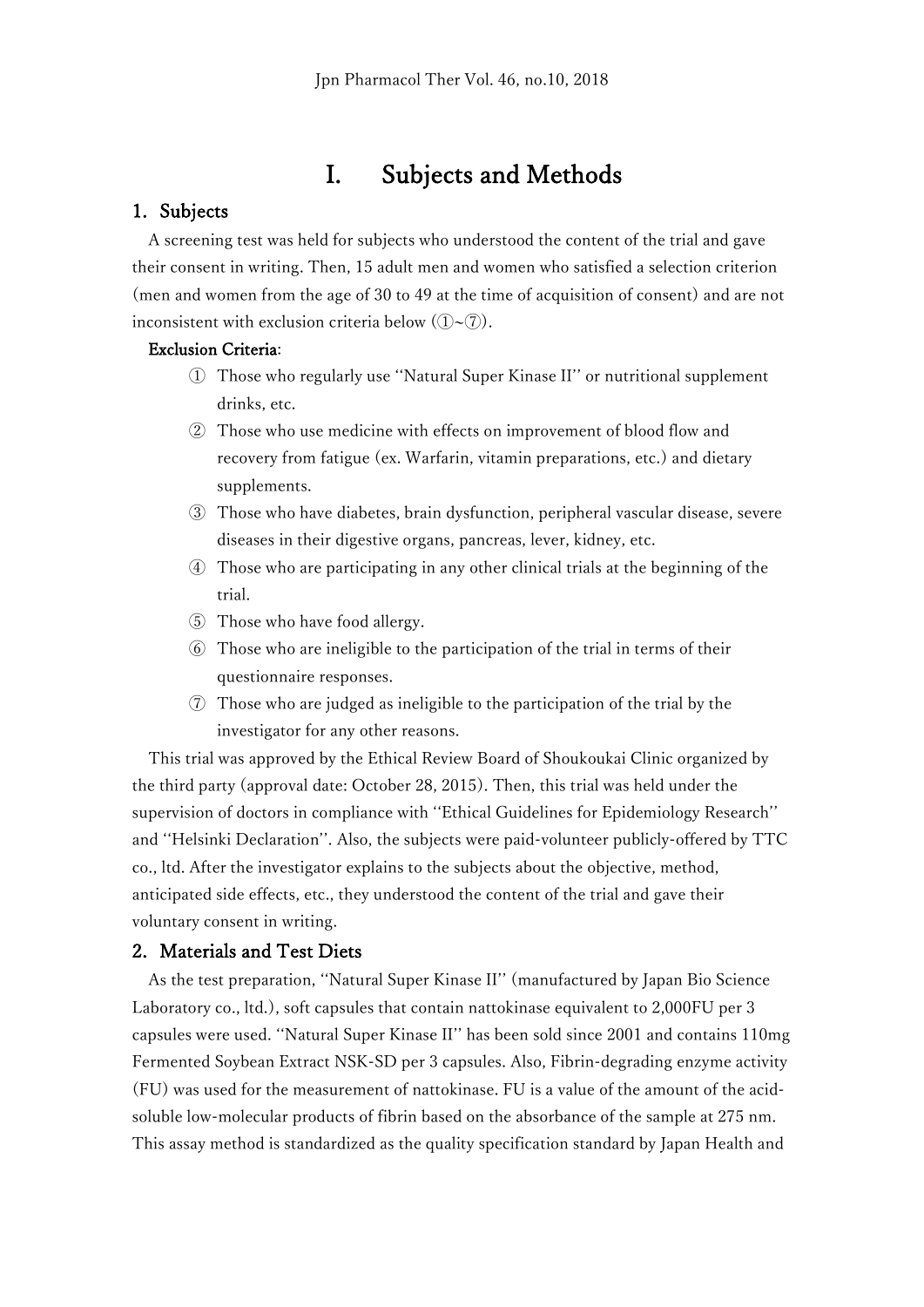# I. Subjects and Methods

## 1. Subjects

A screening test was held for subjects who understood the content of the trial and gave their consent in writing. Then, 15 adult men and women who satisfied a selection criterion (men and women from the age of 30 to 49 at the time of acquisition of consent) and are not inconsistent with exclusion criteria below (①~⑦).

**Exclusion Criteria:**

① Those who regularly use "Natural Super Kinase II" or nutritional supplement drinks, etc.

② Those who use medicine with effects on improvement of blood flow and recovery from fatigue (ex. Warfarin, vitamin preparations, etc.) and dietary supplements.

③ Those who have diabetes, brain dysfunction, peripheral vascular disease, severe diseases in their digestive organs, pancreas, lever, kidney, etc.

④ Those who are participating in any other clinical trials at the beginning of the trial.

⑤ Those who have food allergy.

⑥ Those who are ineligible to the participation of the trial in terms of their questionnaire responses.

⑦ Those who are judged as ineligible to the participation of the trial by the investigator for any other reasons.

This trial was approved by the Ethical Review Board of Shoukoukai Clinic organized by the third party (approval date: October 28, 2015). Then, this trial was held under the supervision of doctors in compliance with "Ethical Guidelines for Epidemiology Research" and "Helsinki Declaration". Also, the subjects were paid-volunteer publicly-offered by TTC co., ltd. After the investigator explains to the subjects about the objective, method, anticipated side effects, etc., they understood the content of the trial and gave their voluntary consent in writing.

## 2. Materials and Test Diets

As the test preparation, "Natural Super Kinase II" (manufactured by Japan Bio Science Laboratory co., ltd.), soft capsules that contain nattokinase equivalent to 2,000FU per 3 capsules were used. "Natural Super Kinase II" has been sold since 2001 and contains 110mg Fermented Soybean Extract NSK-SD per 3 capsules. Also, Fibrin-degrading enzyme activity (FU) was used for the measurement of nattokinase. FU is a value of the amount of the acid-soluble low-molecular products of fibrin based on the absorbance of the sample at 275 nm. This assay method is standardized as the quality specification standard by Japan Health and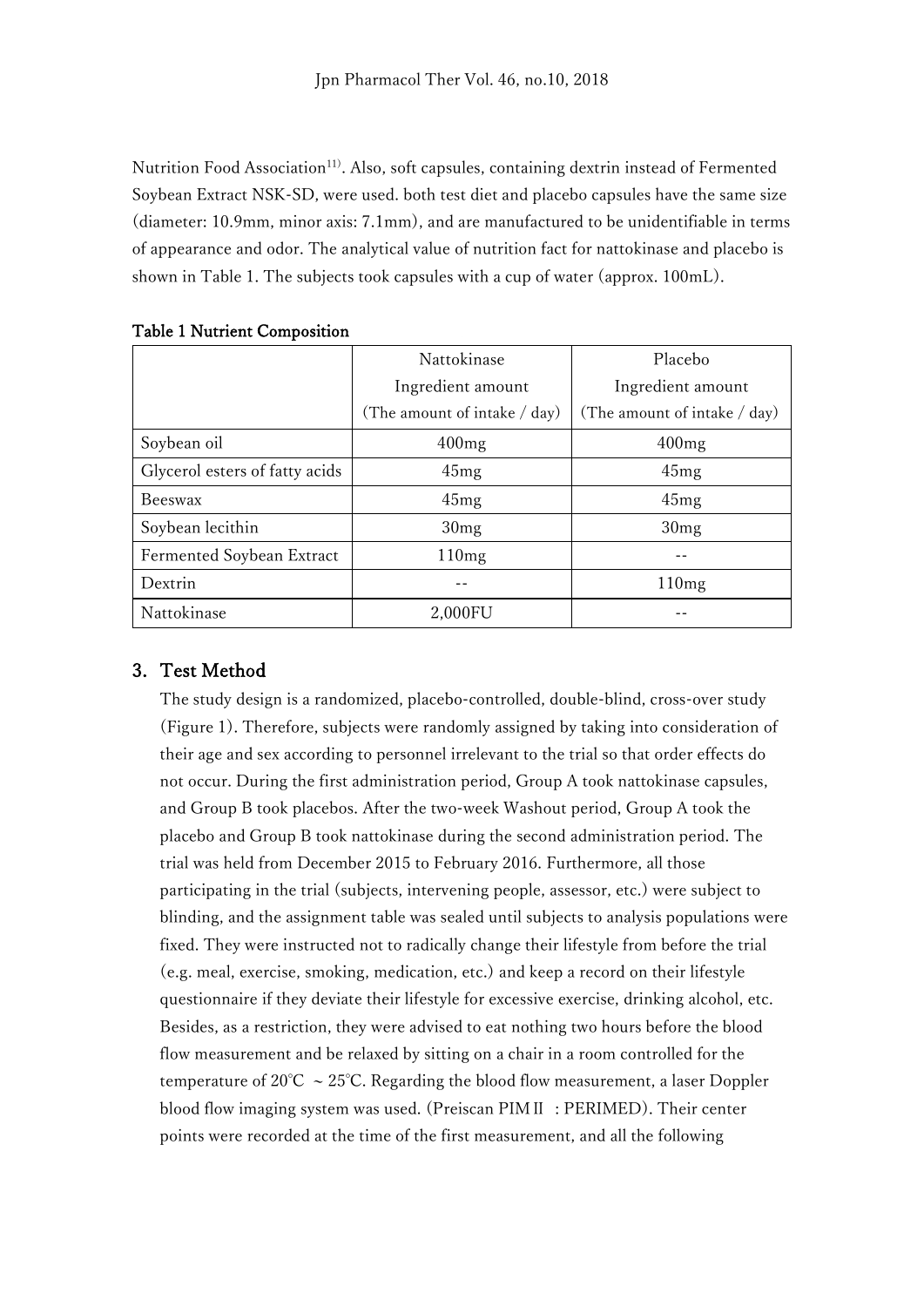Nutrition Food Association[11]. Also, soft capsules, containing dextrin instead of Fermented Soybean Extract NSK-SD, were used. both test diet and placebo capsules have the same size (diameter: 10.9mm, minor axis: 7.1mm), and are manufactured to be unidentifiable in terms of appearance and odor. The analytical value of nutrition fact for nattokinase and placebo is shown in Table 1. The subjects took capsules with a cup of water (approx. 100mL).

**Table 1 Nutrient Composition**

| | Nattokinase<br>Ingredient amount<br>(The amount of intake / day) | Placebo<br>Ingredient amount<br>(The amount of intake / day) |
|---|---|---|
| Soybean oil | 400mg | 400mg |
| Glycerol esters of fatty acids | 45mg | 45mg |
| Beeswax | 45mg | 45mg |
| Soybean lecithin | 30mg | 30mg |
| Fermented Soybean Extract | 110mg | -- |
| Dextrin | -- | 110mg |
| Nattokinase | 2,000FU | -- |

## 3. Test Method

The study design is a randomized, placebo-controlled, double-blind, cross-over study (Figure 1). Therefore, subjects were randomly assigned by taking into consideration of their age and sex according to personnel irrelevant to the trial so that order effects do not occur. During the first administration period, Group A took nattokinase capsules, and Group B took placebos. After the two-week Washout period, Group A took the placebo and Group B took nattokinase during the second administration period. The trial was held from December 2015 to February 2016. Furthermore, all those participating in the trial (subjects, intervening people, assessor, etc.) were subject to blinding, and the assignment table was sealed until subjects to analysis populations were fixed. They were instructed not to radically change their lifestyle from before the trial (e.g. meal, exercise, smoking, medication, etc.) and keep a record on their lifestyle questionnaire if they deviate their lifestyle for excessive exercise, drinking alcohol, etc. Besides, as a restriction, they were advised to eat nothing two hours before the blood flow measurement and be relaxed by sitting on a chair in a room controlled for the temperature of 20°C ~ 25°C. Regarding the blood flow measurement, a laser Doppler blood flow imaging system was used. (Preiscan PIM II : PERIMED). Their center points were recorded at the time of the first measurement, and all the following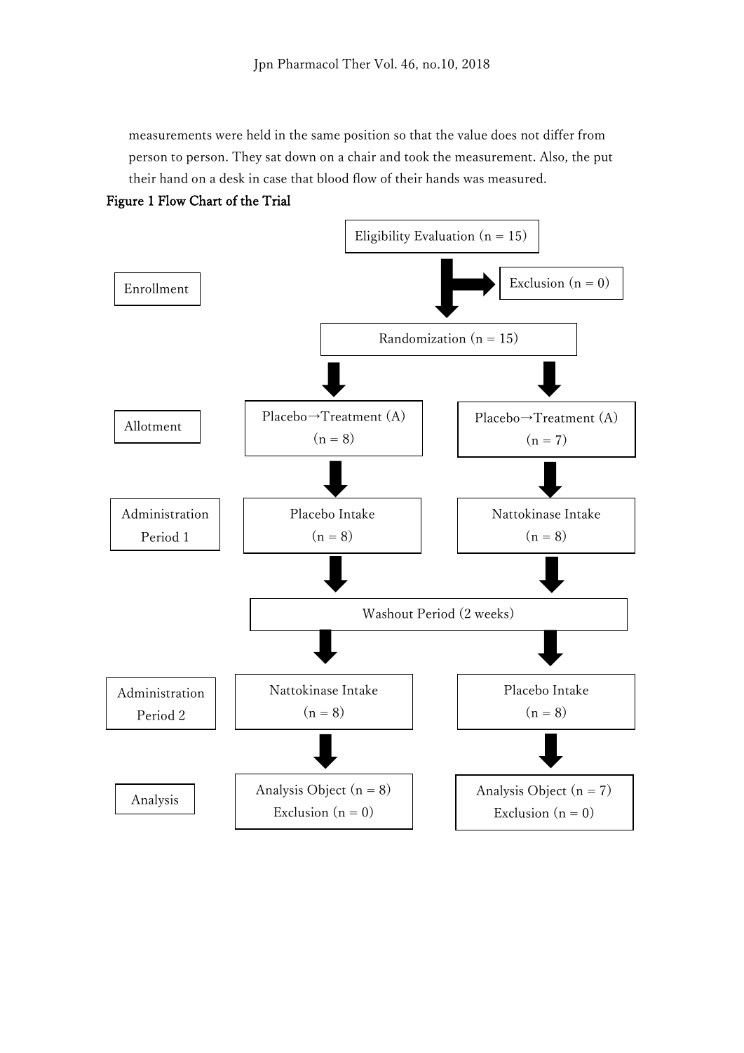measurements were held in the same position so that the value does not differ from person to person. They sat down on a chair and took the measurement. Also, the put their hand on a desk in case that blood flow of their hands was measured.

**Figure 1 Flow Chart of the Trial**

| Stage | Group 1 | Group 2 |
|---|---|---|
| Enrollment | Eligibility Evaluation (n = 15); Exclusion (n = 0) | |
| | Randomization (n = 15) | |
| Allotment | Placebo→Treatment (A) (n = 8) | Placebo→Treatment (A) (n = 7) |
| Administration Period 1 | Placebo Intake (n = 8) | Nattokinase Intake (n = 8) |
| | Washout Period (2 weeks) | |
| Administration Period 2 | Nattokinase Intake (n = 8) | Placebo Intake (n = 8) |
| Analysis | Analysis Object (n = 8) Exclusion (n = 0) | Analysis Object (n = 7) Exclusion (n = 0) |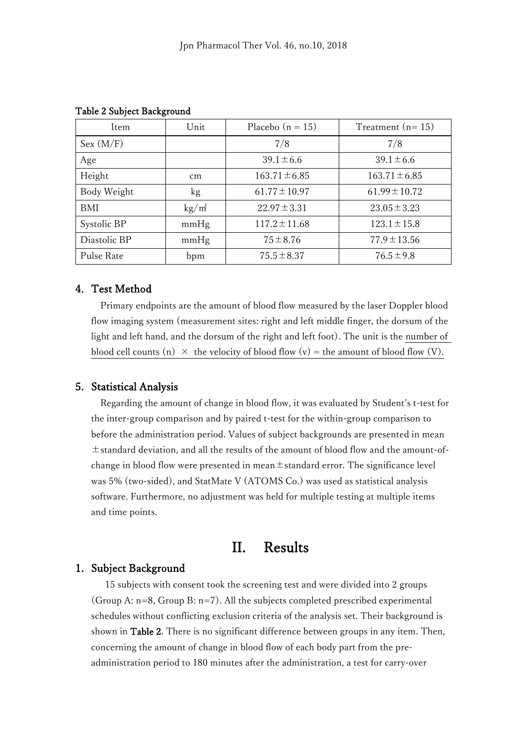Table 2 Subject Background

| Item | Unit | Placebo (n = 15) | Treatment (n= 15) |
| --- | --- | --- | --- |
| Sex (M/F) | | 7/8 | 7/8 |
| Age | | 39.1±6.6 | 39.1±6.6 |
| Height | cm | 163.71±6.85 | 163.71±6.85 |
| Body Weight | kg | 61.77±10.97 | 61.99±10.72 |
| BMI | kg/m² | 22.97±3.31 | 23.05±3.23 |
| Systolic BP | mmHg | 117.2±11.68 | 123.1±15.8 |
| Diastolic BP | mmHg | 75±8.76 | 77.9±13.56 |
| Pulse Rate | bpm | 75.5±8.37 | 76.5±9.8 |

### 4. Test Method

Primary endpoints are the amount of blood flow measured by the laser Doppler blood flow imaging system (measurement sites: right and left middle finger, the dorsum of the light and left hand, and the dorsum of the right and left foot). The unit is the number of blood cell counts (n) × the velocity of blood flow (v) = the amount of blood flow (V).

### 5. Statistical Analysis

Regarding the amount of change in blood flow, it was evaluated by Student's t-test for the inter-group comparison and by paired t-test for the within-group comparison to before the administration period. Values of subject backgrounds are presented in mean ±standard deviation, and all the results of the amount of blood flow and the amount-of-change in blood flow were presented in mean±standard error. The significance level was 5% (two-sided), and StatMate V (ATOMS Co.) was used as statistical analysis software. Furthermore, no adjustment was held for multiple testing at multiple items and time points.

# II. Results

### 1. Subject Background

15 subjects with consent took the screening test and were divided into 2 groups (Group A: n=8, Group B: n=7). All the subjects completed prescribed experimental schedules without conflicting exclusion criteria of the analysis set. Their background is shown in **Table 2**. There is no significant difference between groups in any item. Then, concerning the amount of change in blood flow of each body part from the pre-administration period to 180 minutes after the administration, a test for carry-over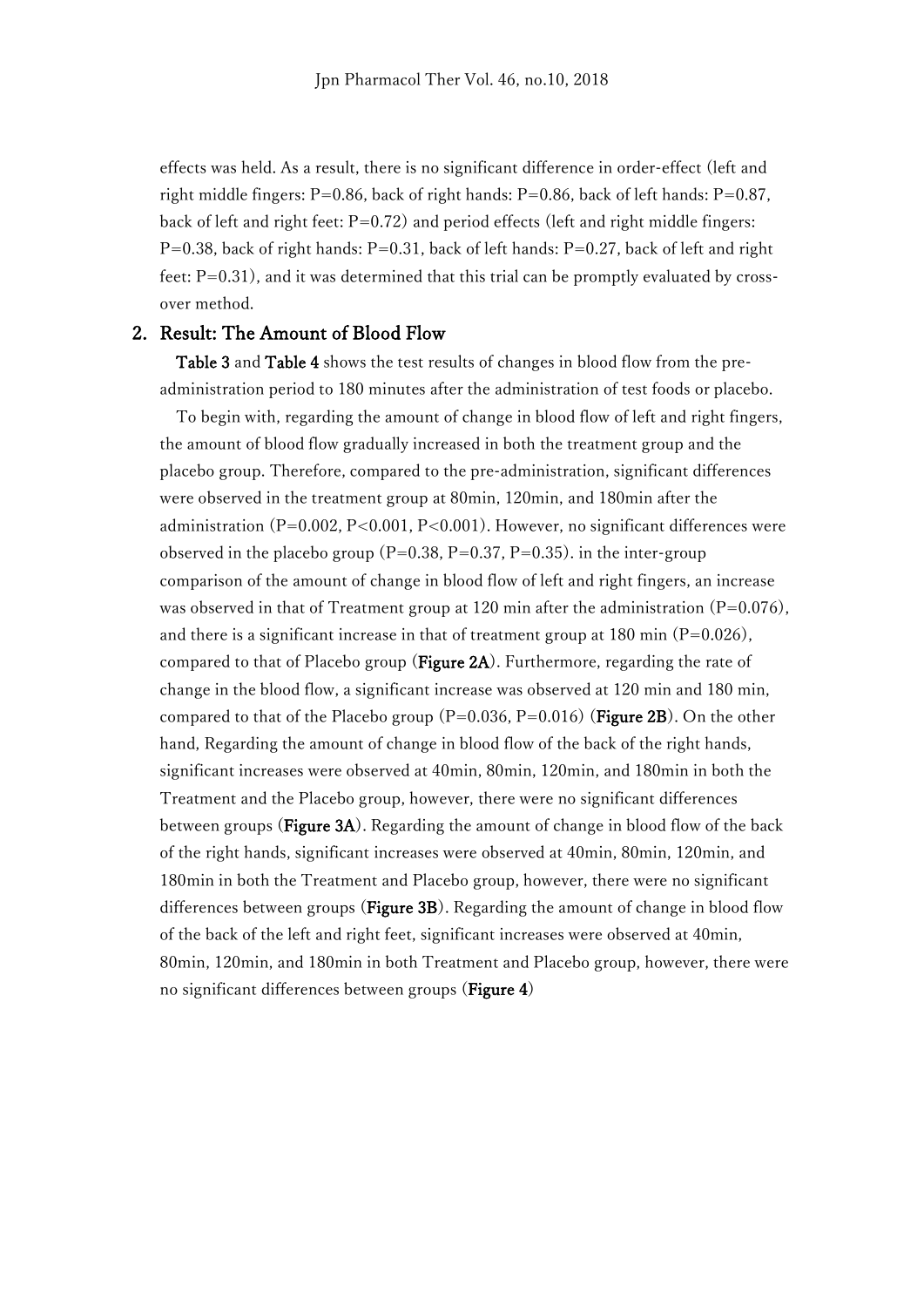effects was held. As a result, there is no significant difference in order-effect (left and right middle fingers: P=0.86, back of right hands: P=0.86, back of left hands: P=0.87, back of left and right feet: P=0.72) and period effects (left and right middle fingers: P=0.38, back of right hands: P=0.31, back of left hands: P=0.27, back of left and right feet: P=0.31), and it was determined that this trial can be promptly evaluated by cross-over method.

## 2. Result: The Amount of Blood Flow

**Table 3** and **Table 4** shows the test results of changes in blood flow from the pre-administration period to 180 minutes after the administration of test foods or placebo.

To begin with, regarding the amount of change in blood flow of left and right fingers, the amount of blood flow gradually increased in both the treatment group and the placebo group. Therefore, compared to the pre-administration, significant differences were observed in the treatment group at 80min, 120min, and 180min after the administration (P=0.002, P<0.001, P<0.001). However, no significant differences were observed in the placebo group (P=0.38, P=0.37, P=0.35). in the inter-group comparison of the amount of change in blood flow of left and right fingers, an increase was observed in that of Treatment group at 120 min after the administration (P=0.076), and there is a significant increase in that of treatment group at 180 min (P=0.026), compared to that of Placebo group (**Figure 2A**). Furthermore, regarding the rate of change in the blood flow, a significant increase was observed at 120 min and 180 min, compared to that of the Placebo group (P=0.036, P=0.016) (**Figure 2B**). On the other hand, Regarding the amount of change in blood flow of the back of the right hands, significant increases were observed at 40min, 80min, 120min, and 180min in both the Treatment and the Placebo group, however, there were no significant differences between groups (**Figure 3A**). Regarding the amount of change in blood flow of the back of the right hands, significant increases were observed at 40min, 80min, 120min, and 180min in both the Treatment and Placebo group, however, there were no significant differences between groups (**Figure 3B**). Regarding the amount of change in blood flow of the back of the left and right feet, significant increases were observed at 40min, 80min, 120min, and 180min in both Treatment and Placebo group, however, there were no significant differences between groups (**Figure 4**)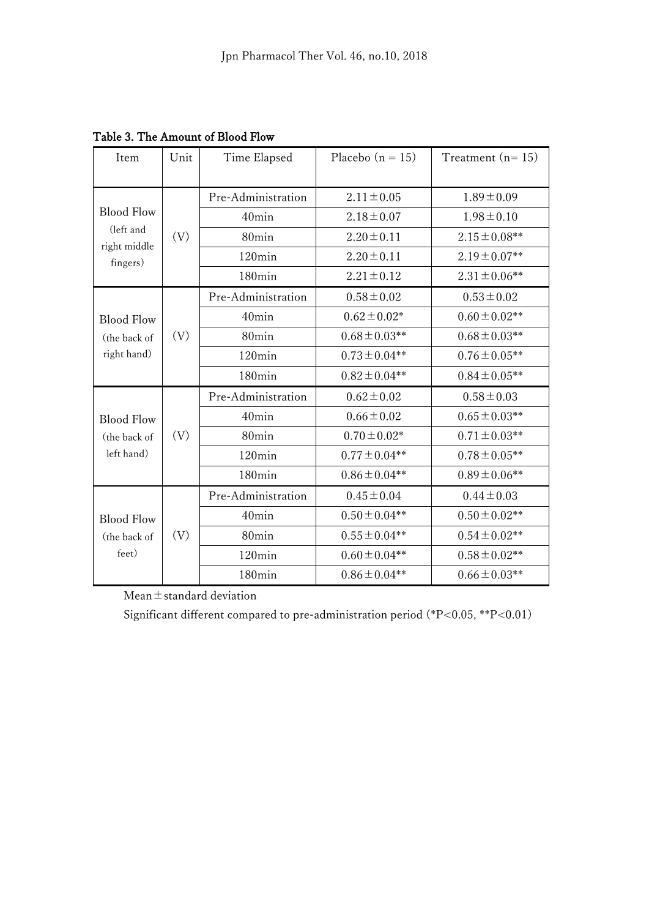Table 3. The Amount of Blood Flow

| Item | Unit | Time Elapsed | Placebo (n = 15) | Treatment (n= 15) |
|---|---|---|---|---|
| Blood Flow (left and right middle fingers) | (V) | Pre-Administration | 2.11±0.05 | 1.89±0.09 |
| | | 40min | 2.18±0.07 | 1.98±0.10 |
| | | 80min | 2.20±0.11 | 2.15±0.08** |
| | | 120min | 2.20±0.11 | 2.19±0.07** |
| | | 180min | 2.21±0.12 | 2.31±0.06** |
| Blood Flow (the back of right hand) | (V) | Pre-Administration | 0.58±0.02 | 0.53±0.02 |
| | | 40min | 0.62±0.02* | 0.60±0.02** |
| | | 80min | 0.68±0.03** | 0.68±0.03** |
| | | 120min | 0.73±0.04** | 0.76±0.05** |
| | | 180min | 0.82±0.04** | 0.84±0.05** |
| Blood Flow (the back of left hand) | (V) | Pre-Administration | 0.62±0.02 | 0.58±0.03 |
| | | 40min | 0.66±0.02 | 0.65±0.03** |
| | | 80min | 0.70±0.02* | 0.71±0.03** |
| | | 120min | 0.77±0.04** | 0.78±0.05** |
| | | 180min | 0.86±0.04** | 0.89±0.06** |
| Blood Flow (the back of feet) | (V) | Pre-Administration | 0.45±0.04 | 0.44±0.03 |
| | | 40min | 0.50±0.04** | 0.50±0.02** |
| | | 80min | 0.55±0.04** | 0.54±0.02** |
| | | 120min | 0.60±0.04** | 0.58±0.02** |
| | | 180min | 0.86±0.04** | 0.66±0.03** |

Mean±standard deviation

Significant different compared to pre-administration period (*P<0.05, **P<0.01)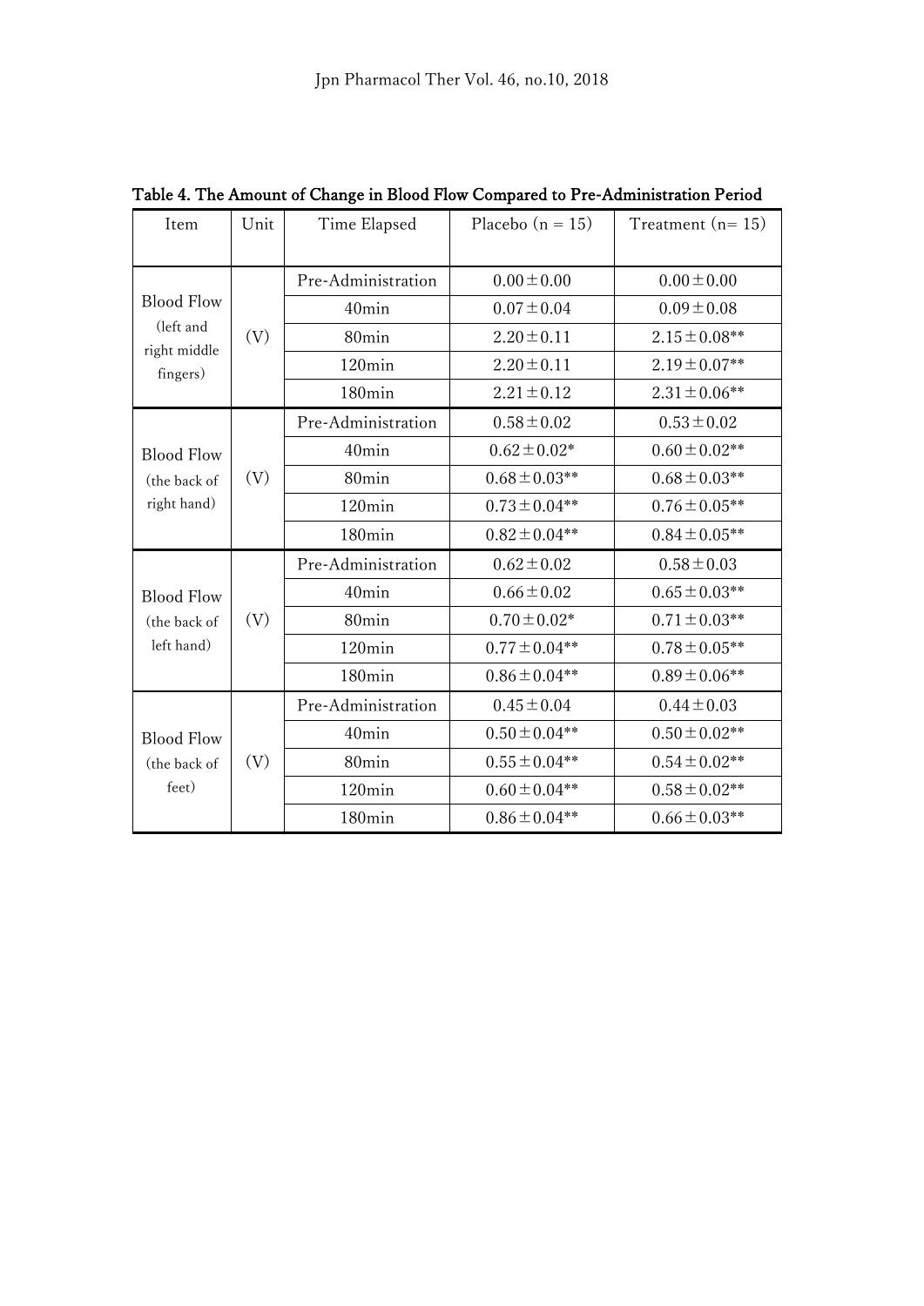Table 4. The Amount of Change in Blood Flow Compared to Pre-Administration Period

| Item | Unit | Time Elapsed | Placebo (n = 15) | Treatment (n= 15) |
|---|---|---|---|---|
| Blood Flow (left and right middle fingers) | (V) | Pre-Administration | 0.00±0.00 | 0.00±0.00 |
| | | 40min | 0.07±0.04 | 0.09±0.08 |
| | | 80min | 2.20±0.11 | 2.15±0.08** |
| | | 120min | 2.20±0.11 | 2.19±0.07** |
| | | 180min | 2.21±0.12 | 2.31±0.06** |
| Blood Flow (the back of right hand) | (V) | Pre-Administration | 0.58±0.02 | 0.53±0.02 |
| | | 40min | 0.62±0.02* | 0.60±0.02** |
| | | 80min | 0.68±0.03** | 0.68±0.03** |
| | | 120min | 0.73±0.04** | 0.76±0.05** |
| | | 180min | 0.82±0.04** | 0.84±0.05** |
| Blood Flow (the back of left hand) | (V) | Pre-Administration | 0.62±0.02 | 0.58±0.03 |
| | | 40min | 0.66±0.02 | 0.65±0.03** |
| | | 80min | 0.70±0.02* | 0.71±0.03** |
| | | 120min | 0.77±0.04** | 0.78±0.05** |
| | | 180min | 0.86±0.04** | 0.89±0.06** |
| Blood Flow (the back of feet) | (V) | Pre-Administration | 0.45±0.04 | 0.44±0.03 |
| | | 40min | 0.50±0.04** | 0.50±0.02** |
| | | 80min | 0.55±0.04** | 0.54±0.02** |
| | | 120min | 0.60±0.04** | 0.58±0.02** |
| | | 180min | 0.86±0.04** | 0.66±0.03** |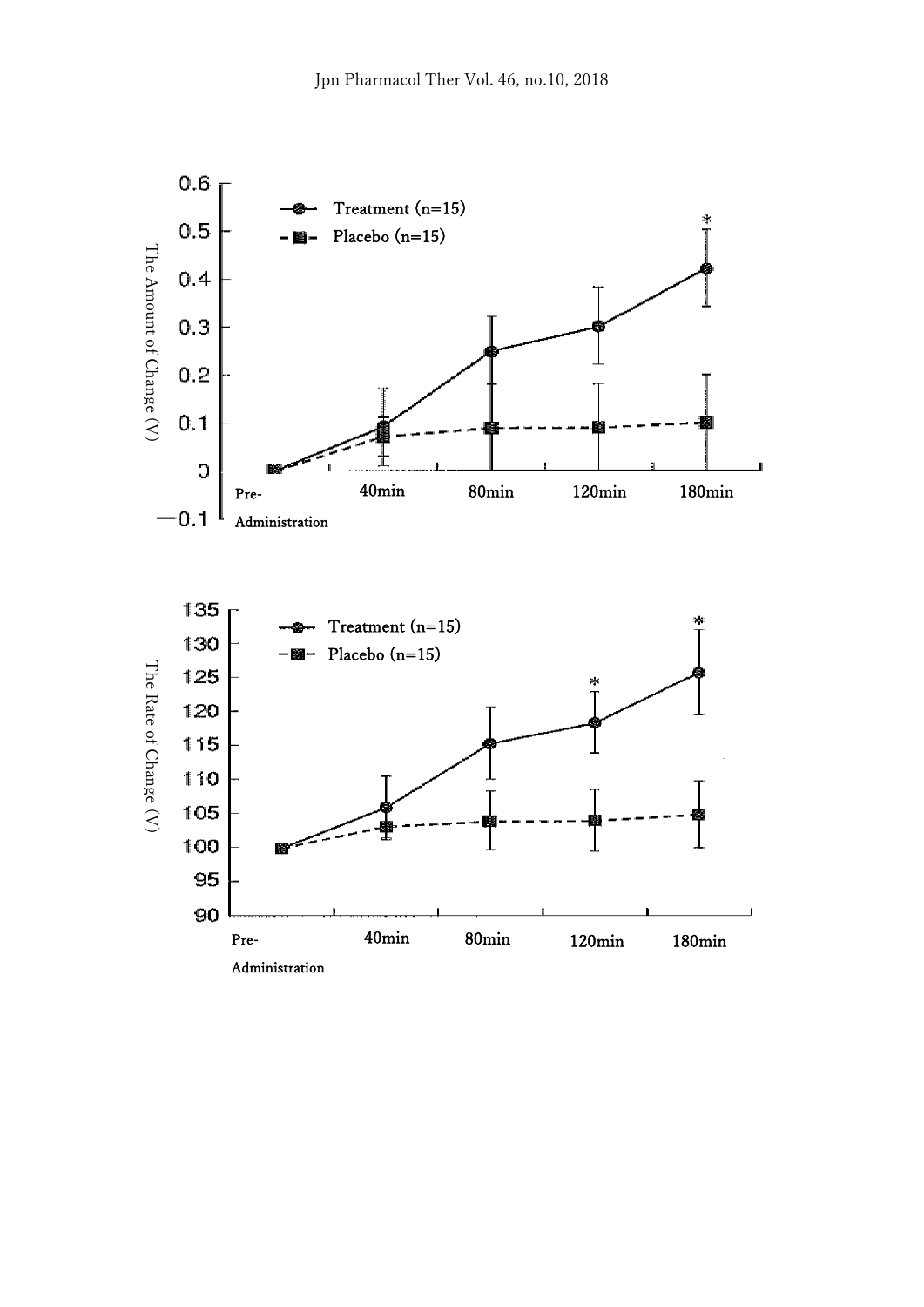The Amount of Change (V)

- Treatment (n=15)
- Placebo (n=15)

0.6, 0.5, 0.4, 0.3, 0.2, 0.1, 0, −0.1

Pre-Administration, 40min, 80min, 120min, 180min

*

The Rate of Change (V)

- Treatment (n=15)
- Placebo (n=15)

135, 130, 125, 120, 115, 110, 105, 100, 95, 90

Pre-Administration, 40min, 80min, 120min, 180min

* *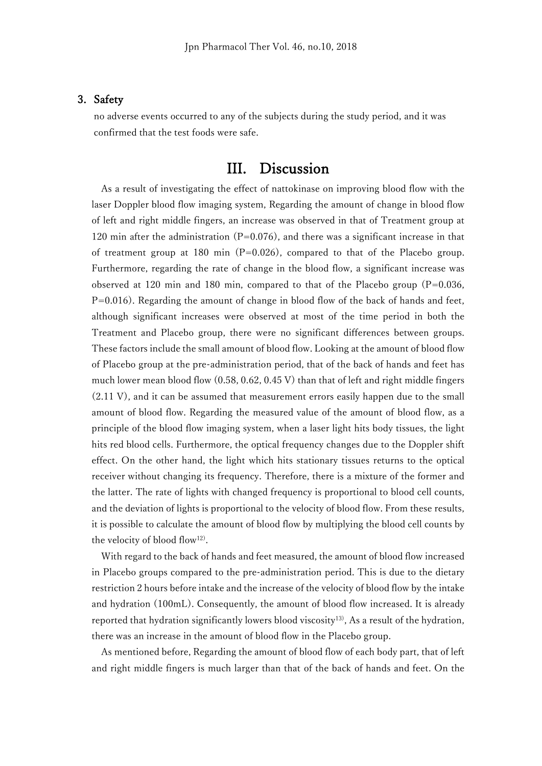## 3. Safety

no adverse events occurred to any of the subjects during the study period, and it was confirmed that the test foods were safe.

# III. Discussion

As a result of investigating the effect of nattokinase on improving blood flow with the laser Doppler blood flow imaging system, Regarding the amount of change in blood flow of left and right middle fingers, an increase was observed in that of Treatment group at 120 min after the administration (P=0.076), and there was a significant increase in that of treatment group at 180 min (P=0.026), compared to that of the Placebo group. Furthermore, regarding the rate of change in the blood flow, a significant increase was observed at 120 min and 180 min, compared to that of the Placebo group (P=0.036, P=0.016). Regarding the amount of change in blood flow of the back of hands and feet, although significant increases were observed at most of the time period in both the Treatment and Placebo group, there were no significant differences between groups. These factors include the small amount of blood flow. Looking at the amount of blood flow of Placebo group at the pre-administration period, that of the back of hands and feet has much lower mean blood flow (0.58, 0.62, 0.45 V) than that of left and right middle fingers (2.11 V), and it can be assumed that measurement errors easily happen due to the small amount of blood flow. Regarding the measured value of the amount of blood flow, as a principle of the blood flow imaging system, when a laser light hits body tissues, the light hits red blood cells. Furthermore, the optical frequency changes due to the Doppler shift effect. On the other hand, the light which hits stationary tissues returns to the optical receiver without changing its frequency. Therefore, there is a mixture of the former and the latter. The rate of lights with changed frequency is proportional to blood cell counts, and the deviation of lights is proportional to the velocity of blood flow. From these results, it is possible to calculate the amount of blood flow by multiplying the blood cell counts by the velocity of blood flow[12].

With regard to the back of hands and feet measured, the amount of blood flow increased in Placebo groups compared to the pre-administration period. This is due to the dietary restriction 2 hours before intake and the increase of the velocity of blood flow by the intake and hydration (100mL). Consequently, the amount of blood flow increased. It is already reported that hydration significantly lowers blood viscosity[13], As a result of the hydration, there was an increase in the amount of blood flow in the Placebo group.

As mentioned before, Regarding the amount of blood flow of each body part, that of left and right middle fingers is much larger than that of the back of hands and feet. On the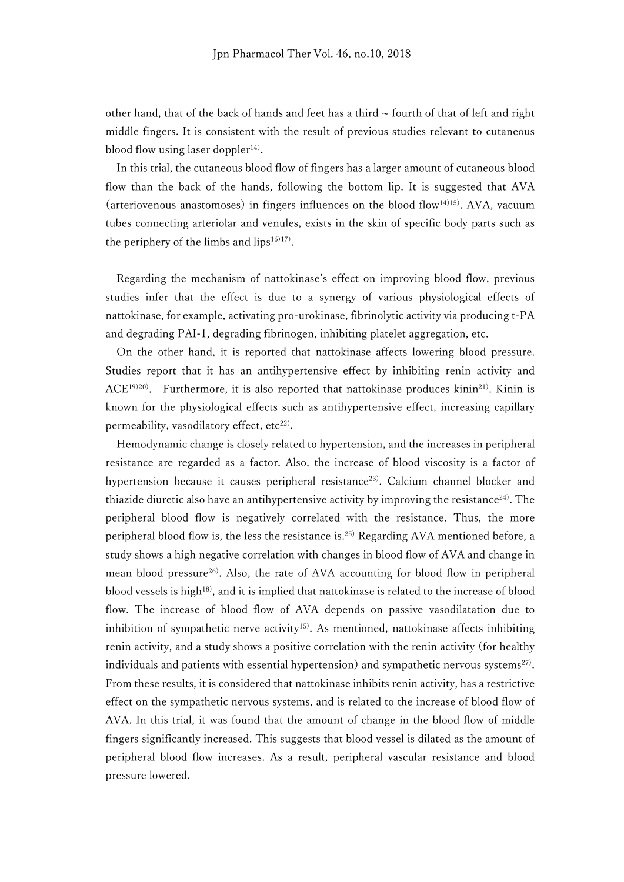other hand, that of the back of hands and feet has a third ~ fourth of that of left and right middle fingers. It is consistent with the result of previous studies relevant to cutaneous blood flow using laser doppler[14].

In this trial, the cutaneous blood flow of fingers has a larger amount of cutaneous blood flow than the back of the hands, following the bottom lip. It is suggested that AVA (arteriovenous anastomoses) in fingers influences on the blood flow[14][15]. AVA, vacuum tubes connecting arteriolar and venules, exists in the skin of specific body parts such as the periphery of the limbs and lips[16][17].

Regarding the mechanism of nattokinase's effect on improving blood flow, previous studies infer that the effect is due to a synergy of various physiological effects of nattokinase, for example, activating pro-urokinase, fibrinolytic activity via producing t-PA and degrading PAI-1, degrading fibrinogen, inhibiting platelet aggregation, etc.

On the other hand, it is reported that nattokinase affects lowering blood pressure. Studies report that it has an antihypertensive effect by inhibiting renin activity and ACE[19][20]. Furthermore, it is also reported that nattokinase produces kinin[21]. Kinin is known for the physiological effects such as antihypertensive effect, increasing capillary permeability, vasodilatory effect, etc[22].

Hemodynamic change is closely related to hypertension, and the increases in peripheral resistance are regarded as a factor. Also, the increase of blood viscosity is a factor of hypertension because it causes peripheral resistance[23]. Calcium channel blocker and thiazide diuretic also have an antihypertensive activity by improving the resistance[24]. The peripheral blood flow is negatively correlated with the resistance. Thus, the more peripheral blood flow is, the less the resistance is.[25] Regarding AVA mentioned before, a study shows a high negative correlation with changes in blood flow of AVA and change in mean blood pressure[26]. Also, the rate of AVA accounting for blood flow in peripheral blood vessels is high[18], and it is implied that nattokinase is related to the increase of blood flow. The increase of blood flow of AVA depends on passive vasodilatation due to inhibition of sympathetic nerve activity[15]. As mentioned, nattokinase affects inhibiting renin activity, and a study shows a positive correlation with the renin activity (for healthy individuals and patients with essential hypertension) and sympathetic nervous systems[27]. From these results, it is considered that nattokinase inhibits renin activity, has a restrictive effect on the sympathetic nervous systems, and is related to the increase of blood flow of AVA. In this trial, it was found that the amount of change in the blood flow of middle fingers significantly increased. This suggests that blood vessel is dilated as the amount of peripheral blood flow increases. As a result, peripheral vascular resistance and blood pressure lowered.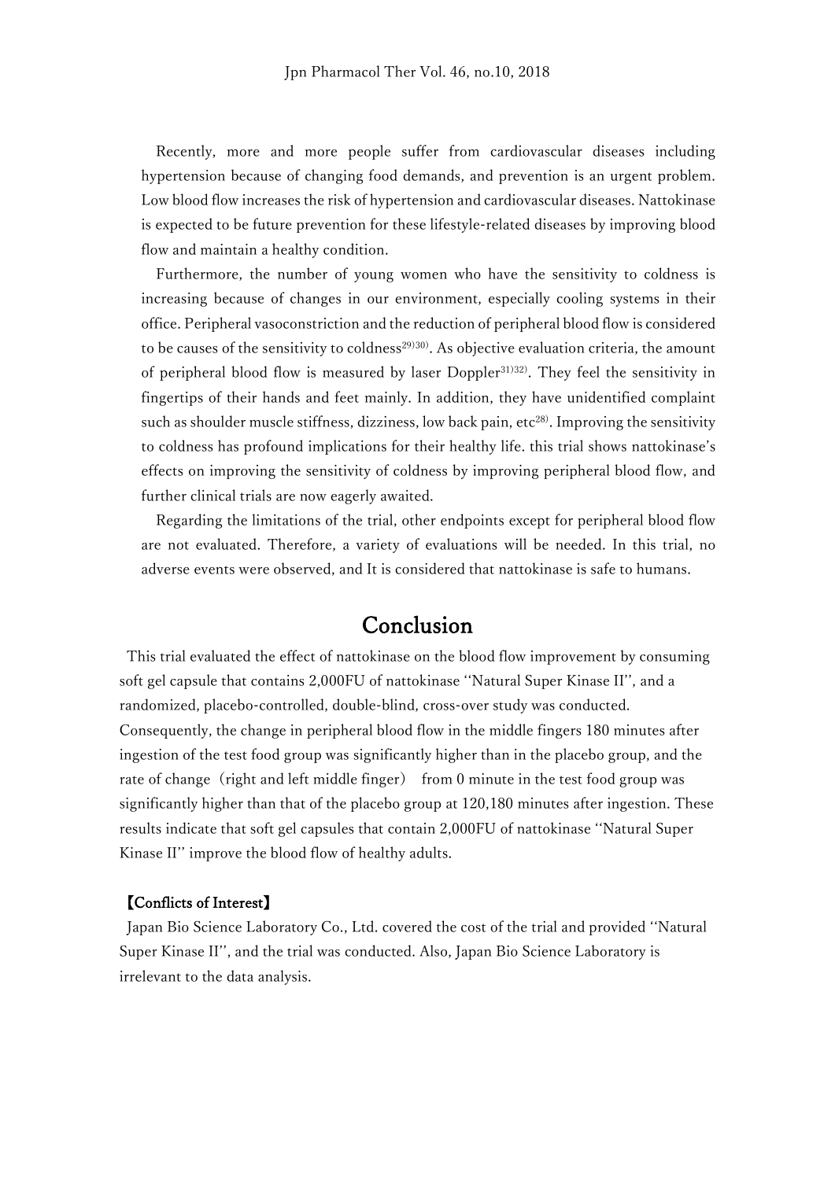Recently, more and more people suffer from cardiovascular diseases including hypertension because of changing food demands, and prevention is an urgent problem. Low blood flow increases the risk of hypertension and cardiovascular diseases. Nattokinase is expected to be future prevention for these lifestyle-related diseases by improving blood flow and maintain a healthy condition.

Furthermore, the number of young women who have the sensitivity to coldness is increasing because of changes in our environment, especially cooling systems in their office. Peripheral vasoconstriction and the reduction of peripheral blood flow is considered to be causes of the sensitivity to coldness[29)30)]. As objective evaluation criteria, the amount of peripheral blood flow is measured by laser Doppler[31)32)]. They feel the sensitivity in fingertips of their hands and feet mainly. In addition, they have unidentified complaint such as shoulder muscle stiffness, dizziness, low back pain, etc[28)]. Improving the sensitivity to coldness has profound implications for their healthy life. this trial shows nattokinase's effects on improving the sensitivity of coldness by improving peripheral blood flow, and further clinical trials are now eagerly awaited.

Regarding the limitations of the trial, other endpoints except for peripheral blood flow are not evaluated. Therefore, a variety of evaluations will be needed. In this trial, no adverse events were observed, and It is considered that nattokinase is safe to humans.

# Conclusion

This trial evaluated the effect of nattokinase on the blood flow improvement by consuming soft gel capsule that contains 2,000FU of nattokinase "Natural Super Kinase II", and a randomized, placebo-controlled, double-blind, cross-over study was conducted. Consequently, the change in peripheral blood flow in the middle fingers 180 minutes after ingestion of the test food group was significantly higher than in the placebo group, and the rate of change（right and left middle finger） from 0 minute in the test food group was significantly higher than that of the placebo group at 120,180 minutes after ingestion. These results indicate that soft gel capsules that contain 2,000FU of nattokinase "Natural Super Kinase II" improve the blood flow of healthy adults.

**【Conflicts of Interest】**

Japan Bio Science Laboratory Co., Ltd. covered the cost of the trial and provided "Natural Super Kinase II", and the trial was conducted. Also, Japan Bio Science Laboratory is irrelevant to the data analysis.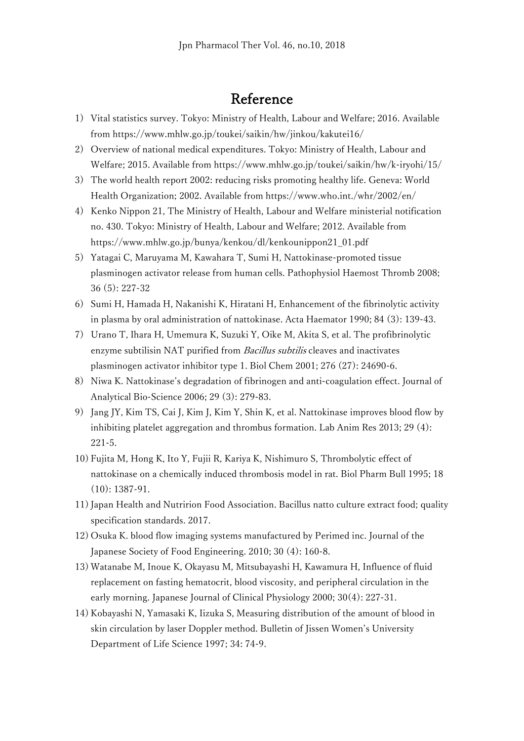# Reference

1) Vital statistics survey. Tokyo: Ministry of Health, Labour and Welfare; 2016. Available from https://www.mhlw.go.jp/toukei/saikin/hw/jinkou/kakutei16/
2) Overview of national medical expenditures. Tokyo: Ministry of Health, Labour and Welfare; 2015. Available from https://www.mhlw.go.jp/toukei/saikin/hw/k-iryohi/15/
3) The world health report 2002: reducing risks promoting healthy life. Geneva: World Health Organization; 2002. Available from https://www.who.int./whr/2002/en/
4) Kenko Nippon 21, The Ministry of Health, Labour and Welfare ministerial notification no. 430. Tokyo: Ministry of Health, Labour and Welfare; 2012. Available from https://www.mhlw.go.jp/bunya/kenkou/dl/kenkounippon21_01.pdf
5) Yatagai C, Maruyama M, Kawahara T, Sumi H, Nattokinase-promoted tissue plasminogen activator release from human cells. Pathophysiol Haemost Thromb 2008; 36 (5): 227-32
6) Sumi H, Hamada H, Nakanishi K, Hiratani H, Enhancement of the fibrinolytic activity in plasma by oral administration of nattokinase. Acta Haemator 1990; 84 (3): 139-43.
7) Urano T, Ihara H, Umemura K, Suzuki Y, Oike M, Akita S, et al. The profibrinolytic enzyme subtilisin NAT purified from *Bacillus subtilis* cleaves and inactivates plasminogen activator inhibitor type 1. Biol Chem 2001; 276 (27): 24690-6.
8) Niwa K. Nattokinase's degradation of fibrinogen and anti-coagulation effect. Journal of Analytical Bio-Science 2006; 29 (3): 279-83.
9) Jang JY, Kim TS, Cai J, Kim J, Kim Y, Shin K, et al. Nattokinase improves blood flow by inhibiting platelet aggregation and thrombus formation. Lab Anim Res 2013; 29 (4): 221-5.
10) Fujita M, Hong K, Ito Y, Fujii R, Kariya K, Nishimuro S, Thrombolytic effect of nattokinase on a chemically induced thrombosis model in rat. Biol Pharm Bull 1995; 18 (10): 1387-91.
11) Japan Health and Nutririon Food Association. Bacillus natto culture extract food; quality specification standards. 2017.
12) Osuka K. blood flow imaging systems manufactured by Perimed inc. Journal of the Japanese Society of Food Engineering. 2010; 30 (4): 160-8.
13) Watanabe M, Inoue K, Okayasu M, Mitsubayashi H, Kawamura H, Influence of fluid replacement on fasting hematocrit, blood viscosity, and peripheral circulation in the early morning. Japanese Journal of Clinical Physiology 2000; 30(4): 227-31.
14) Kobayashi N, Yamasaki K, Iizuka S, Measuring distribution of the amount of blood in skin circulation by laser Doppler method. Bulletin of Jissen Women's University Department of Life Science 1997; 34: 74-9.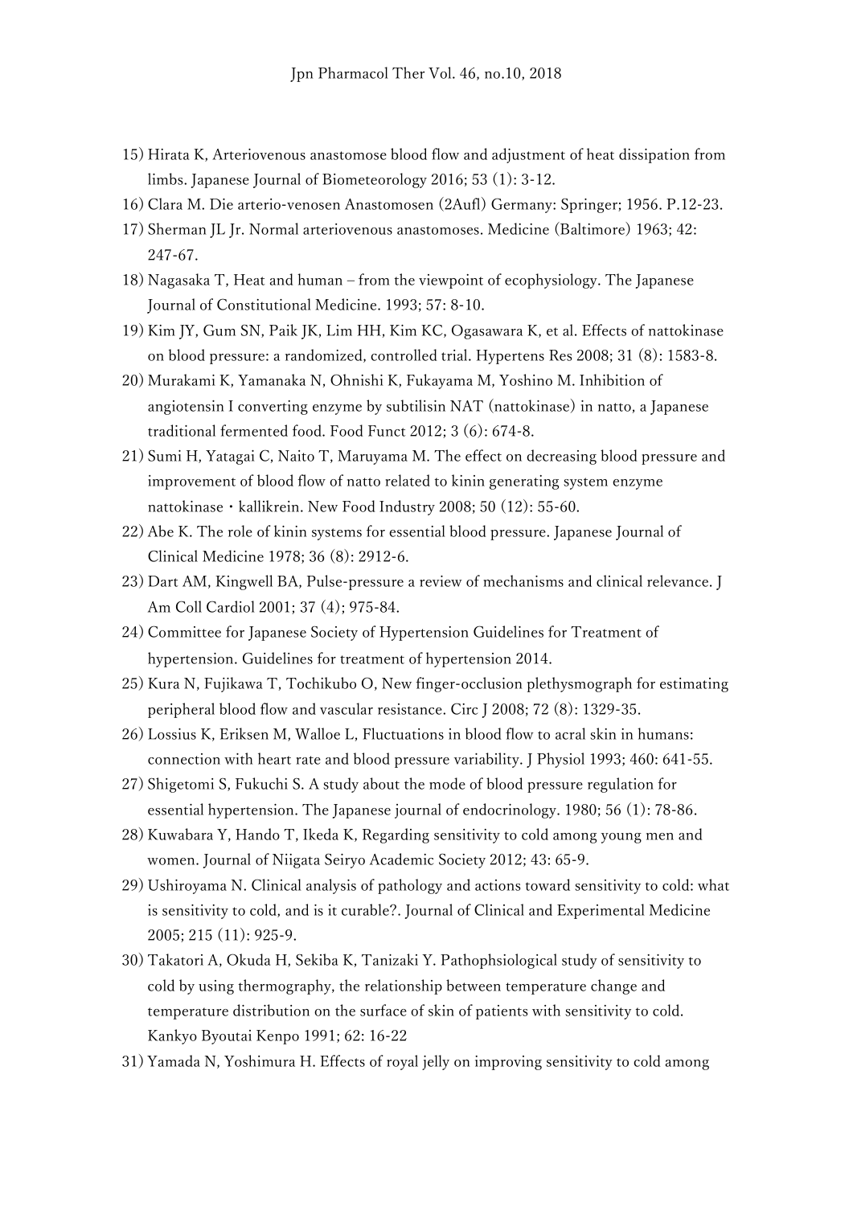15) Hirata K, Arteriovenous anastomose blood flow and adjustment of heat dissipation from limbs. Japanese Journal of Biometeorology 2016; 53 (1): 3-12.
16) Clara M. Die arterio-venosen Anastomosen (2Aufl) Germany: Springer; 1956. P.12-23.
17) Sherman JL Jr. Normal arteriovenous anastomoses. Medicine (Baltimore) 1963; 42: 247-67.
18) Nagasaka T, Heat and human – from the viewpoint of ecophysiology. The Japanese Journal of Constitutional Medicine. 1993; 57: 8-10.
19) Kim JY, Gum SN, Paik JK, Lim HH, Kim KC, Ogasawara K, et al. Effects of nattokinase on blood pressure: a randomized, controlled trial. Hypertens Res 2008; 31 (8): 1583-8.
20) Murakami K, Yamanaka N, Ohnishi K, Fukayama M, Yoshino M. Inhibition of angiotensin I converting enzyme by subtilisin NAT (nattokinase) in natto, a Japanese traditional fermented food. Food Funct 2012; 3 (6): 674-8.
21) Sumi H, Yatagai C, Naito T, Maruyama M. The effect on decreasing blood pressure and improvement of blood flow of natto related to kinin generating system enzyme nattokinase・kallikrein. New Food Industry 2008; 50 (12): 55-60.
22) Abe K. The role of kinin systems for essential blood pressure. Japanese Journal of Clinical Medicine 1978; 36 (8): 2912-6.
23) Dart AM, Kingwell BA, Pulse-pressure a review of mechanisms and clinical relevance. J Am Coll Cardiol 2001; 37 (4); 975-84.
24) Committee for Japanese Society of Hypertension Guidelines for Treatment of hypertension. Guidelines for treatment of hypertension 2014.
25) Kura N, Fujikawa T, Tochikubo O, New finger-occlusion plethysmograph for estimating peripheral blood flow and vascular resistance. Circ J 2008; 72 (8): 1329-35.
26) Lossius K, Eriksen M, Walloe L, Fluctuations in blood flow to acral skin in humans: connection with heart rate and blood pressure variability. J Physiol 1993; 460: 641-55.
27) Shigetomi S, Fukuchi S. A study about the mode of blood pressure regulation for essential hypertension. The Japanese journal of endocrinology. 1980; 56 (1): 78-86.
28) Kuwabara Y, Hando T, Ikeda K, Regarding sensitivity to cold among young men and women. Journal of Niigata Seiryo Academic Society 2012; 43: 65-9.
29) Ushiroyama N. Clinical analysis of pathology and actions toward sensitivity to cold: what is sensitivity to cold, and is it curable?. Journal of Clinical and Experimental Medicine 2005; 215 (11): 925-9.
30) Takatori A, Okuda H, Sekiba K, Tanizaki Y. Pathophsiological study of sensitivity to cold by using thermography, the relationship between temperature change and temperature distribution on the surface of skin of patients with sensitivity to cold. Kankyo Byoutai Kenpo 1991; 62: 16-22
31) Yamada N, Yoshimura H. Effects of royal jelly on improving sensitivity to cold among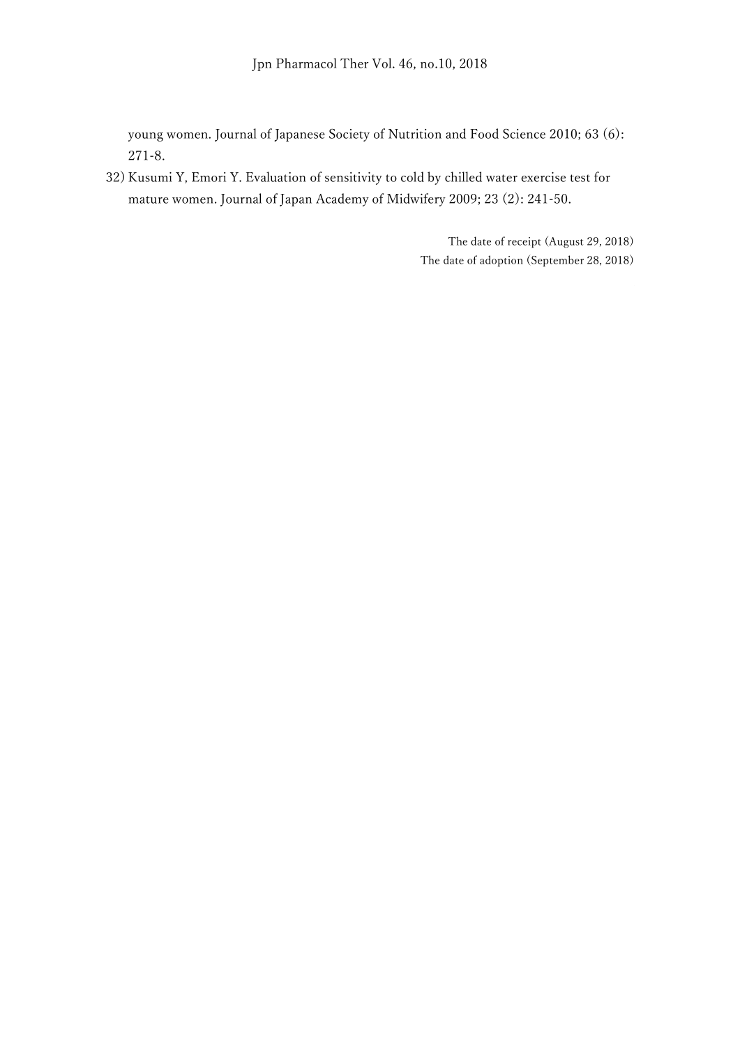young women. Journal of Japanese Society of Nutrition and Food Science 2010; 63 (6): 271-8.

32) Kusumi Y, Emori Y. Evaluation of sensitivity to cold by chilled water exercise test for mature women. Journal of Japan Academy of Midwifery 2009; 23 (2): 241-50.

The date of receipt (August 29, 2018)
The date of adoption (September 28, 2018)